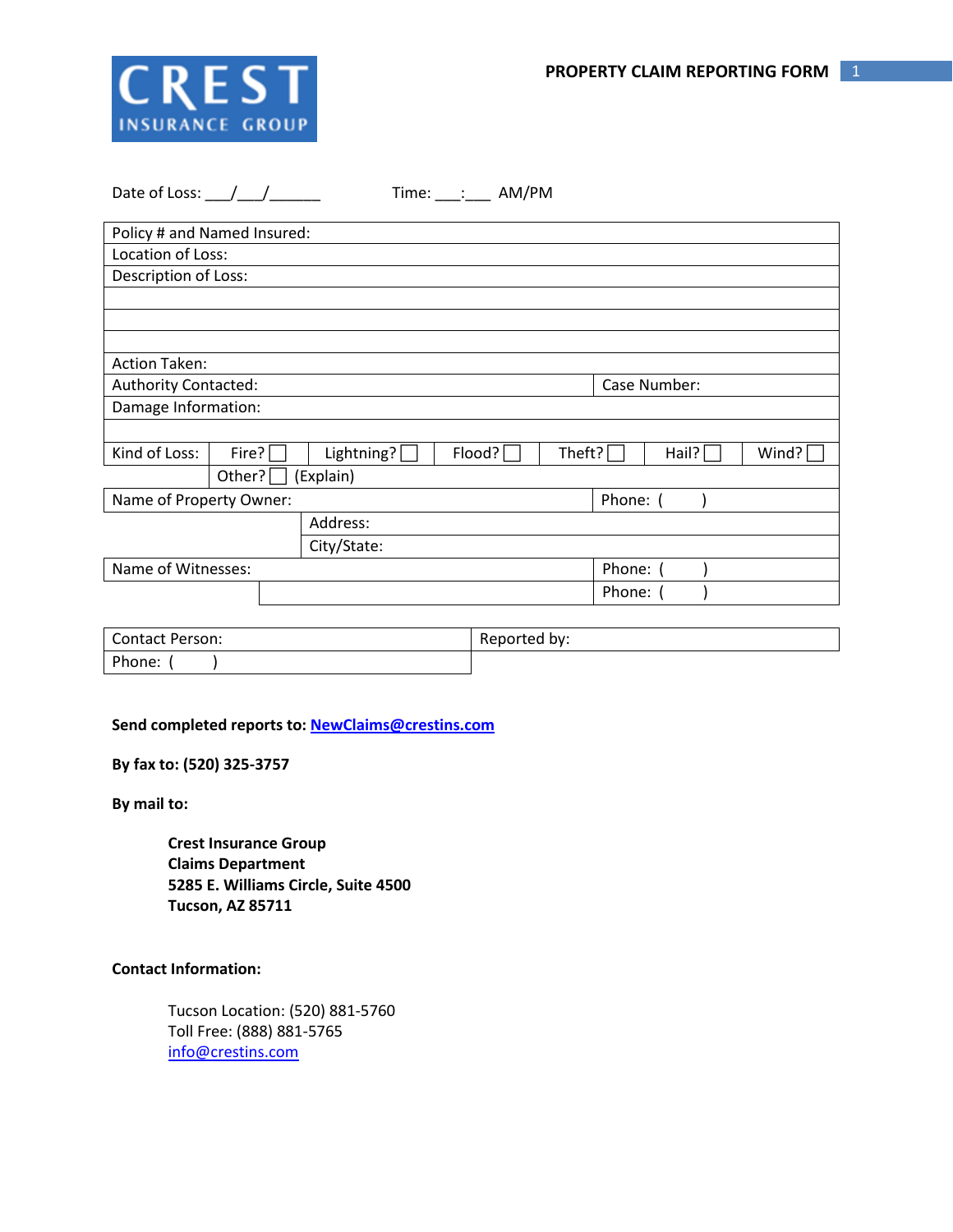CREST INSURANCE GROUP

# PROPERTY CLAIM REPORTING FORM

Date of Loss: \_\_\_/\_\_\_/\_\_\_\_\_\_ Time: \_\_\_:\_\_\_ AM/PM

| | | | | | | |
|---|---|---|---|---|---|---|
| Policy # and Named Insured: | | | | | | |
| Location of Loss: | | | | | | |
| Description of Loss: | | | | | | |
| | | | | | | |
| | | | | | | |
| | | | | | | |
| Action Taken: | | | | | | |
| Authority Contacted: | | | | | Case Number: | |
| Damage Information: | | | | | | |
| | | | | | | |
| Kind of Loss: | Fire? ☐ | Lightning? ☐ | Flood? ☐ | Theft? ☐ | Hail? ☐ | Wind? ☐ |
| | Other? ☐ (Explain) | | | | | |
| Name of Property Owner: | | | | | Phone: ( ) | |
| | | Address: | | | | |
| | | City/State: | | | | |
| Name of Witnesses: | | | | | Phone: ( ) | |
| | | | | | Phone: ( ) | |

| | |
|---|---|
| Contact Person: | Reported by: |
| Phone: ( ) | |

**Send completed reports to: NewClaims@crestins.com**

**By fax to: (520) 325-3757**

**By mail to:**

**Crest Insurance Group**
**Claims Department**
**5285 E. Williams Circle, Suite 4500**
**Tucson, AZ 85711**

**Contact Information:**

Tucson Location: (520) 881-5760
Toll Free: (888) 881-5765
info@crestins.com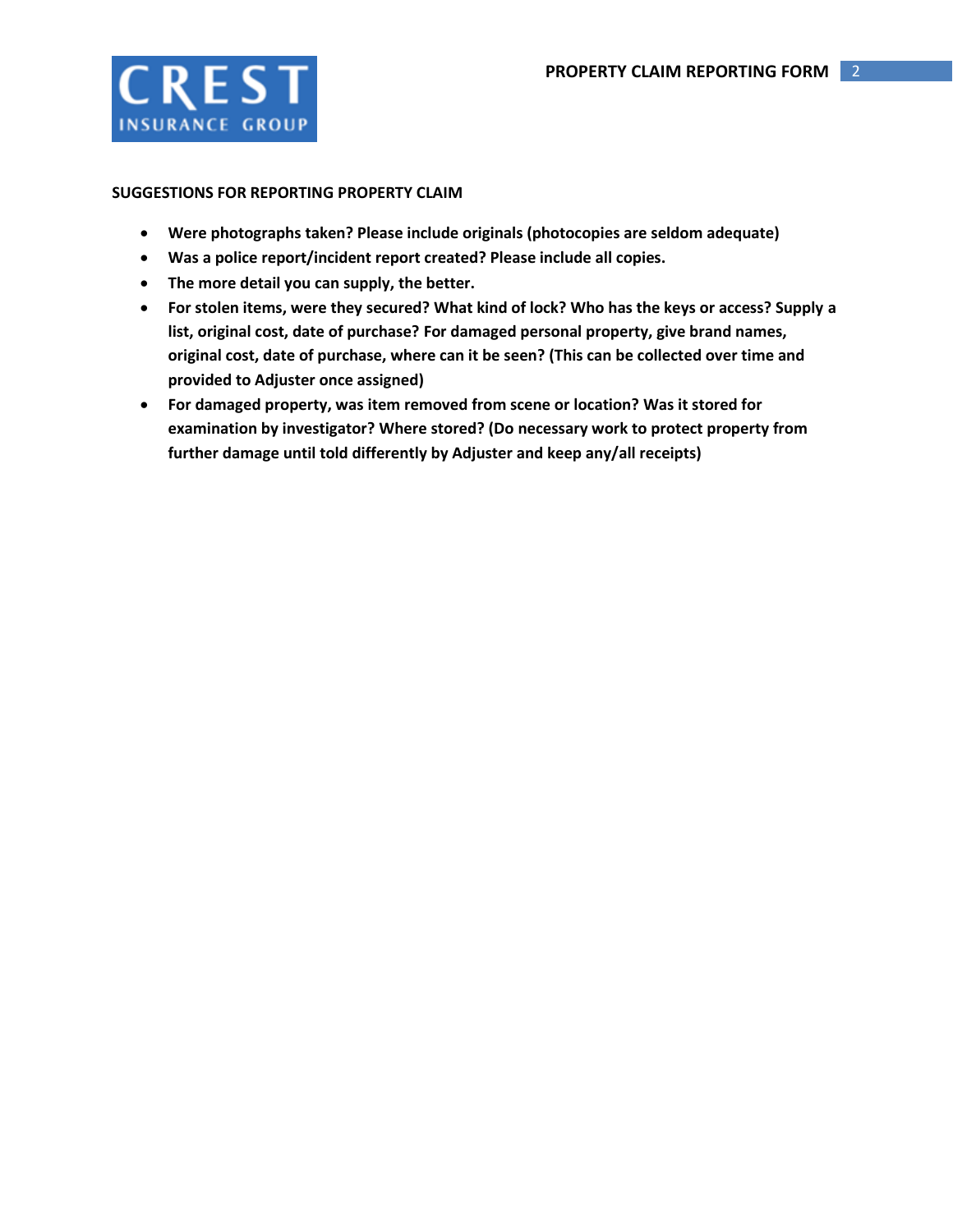**SUGGESTIONS FOR REPORTING PROPERTY CLAIM**

- **Were photographs taken? Please include originals (photocopies are seldom adequate)**
- **Was a police report/incident report created? Please include all copies.**
- **The more detail you can supply, the better.**
- **For stolen items, were they secured? What kind of lock? Who has the keys or access? Supply a list, original cost, date of purchase? For damaged personal property, give brand names, original cost, date of purchase, where can it be seen? (This can be collected over time and provided to Adjuster once assigned)**
- **For damaged property, was item removed from scene or location? Was it stored for examination by investigator? Where stored? (Do necessary work to protect property from further damage until told differently by Adjuster and keep any/all receipts)**